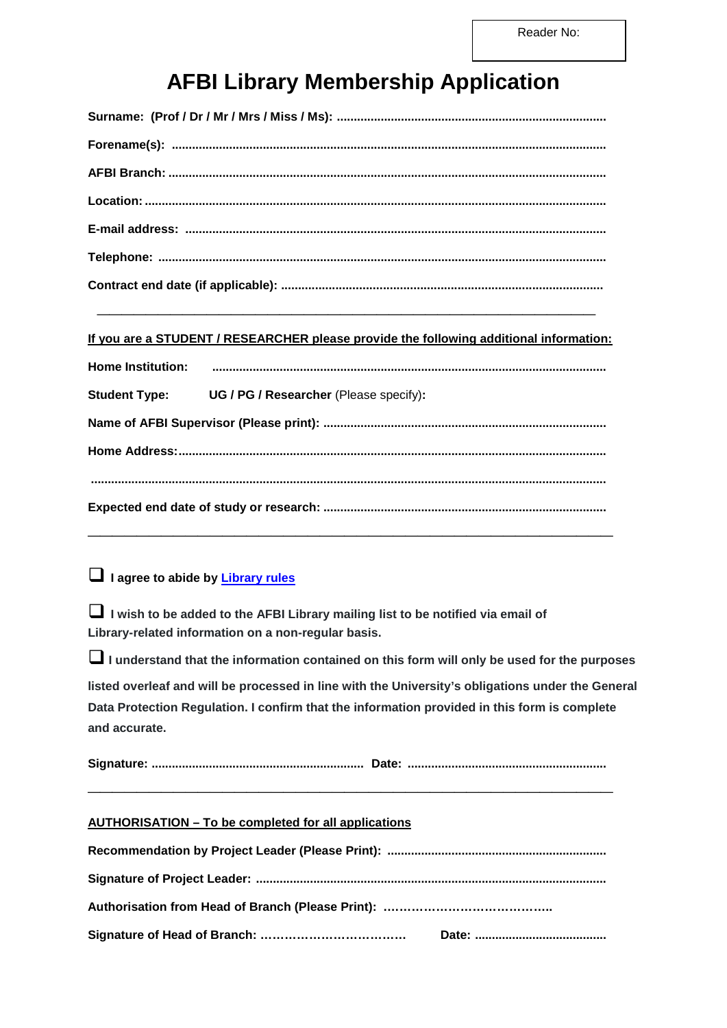Reader No:

# AFBI Library Membership Application

**Surname: (Prof / Dr / Mr / Mrs / Miss / Ms): ..............................................................................**

**Forename(s): ...............................................................................................................................**

**AFBI Branch: ...............................................................................................................................**

**Location: .....................................................................................................................................**

**E-mail address: .........................................................................................................................**

**Telephone: ..................................................................................................................................**

**Contract end date (if applicable): .............................................................................................**

---

**If you are a STUDENT / RESEARCHER please provide the following additional information:**

**Home Institution: ...................................................................................................................**

**Student Type: UG / PG / Researcher** (Please specify)**:**

**Name of AFBI Supervisor (Please print): ..................................................................................**

**Home Address: ............................................................................................................................**

**.........................................................................................................................................................**

**Expected end date of study or research: ..................................................................................**

---

- ☐ **I agree to abide by [Library rules]()**

- ☐ **I wish to be added to the AFBI Library mailing list to be notified via email of Library-related information on a non-regular basis.**

- ☐ **I understand that the information contained on this form will only be used for the purposes listed overleaf and will be processed in line with the University's obligations under the General Data Protection Regulation. I confirm that the information provided in this form is complete and accurate.**

**Signature: .............................................................. Date: ..........................................................**

---

**AUTHORISATION – To be completed for all applications**

**Recommendation by Project Leader (Please Print): ................................................................**

**Signature of Project Leader: ......................................................................................................**

**Authorisation from Head of Branch (Please Print): ……………………………………..**

**Signature of Head of Branch: ……………………………… Date: .......................................**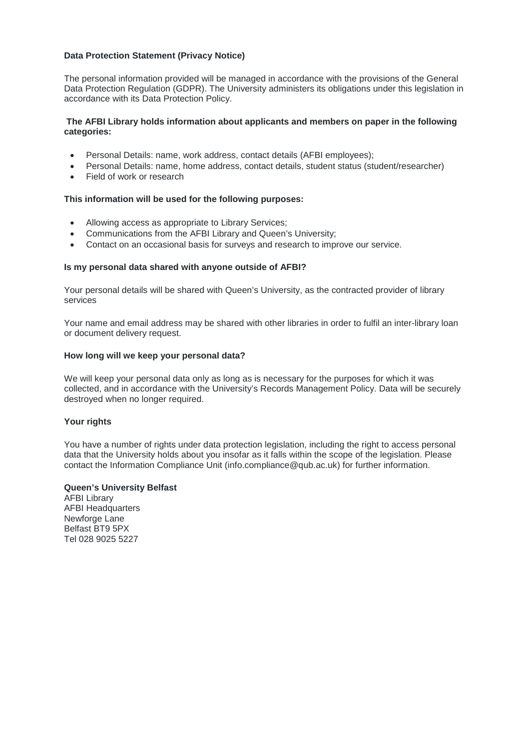**Data Protection Statement (Privacy Notice)**

The personal information provided will be managed in accordance with the provisions of the General Data Protection Regulation (GDPR). The University administers its obligations under this legislation in accordance with its Data Protection Policy.

**The AFBI Library holds information about applicants and members on paper in the following categories:**

- Personal Details: name, work address, contact details (AFBI employees);
- Personal Details: name, home address, contact details, student status (student/researcher)
- Field of work or research

**This information will be used for the following purposes:**

- Allowing access as appropriate to Library Services;
- Communications from the AFBI Library and Queen's University;
- Contact on an occasional basis for surveys and research to improve our service.

**Is my personal data shared with anyone outside of AFBI?**

Your personal details will be shared with Queen's University, as the contracted provider of library services

Your name and email address may be shared with other libraries in order to fulfil an inter-library loan or document delivery request.

**How long will we keep your personal data?**

We will keep your personal data only as long as is necessary for the purposes for which it was collected, and in accordance with the University's Records Management Policy. Data will be securely destroyed when no longer required.

**Your rights**

You have a number of rights under data protection legislation, including the right to access personal data that the University holds about you insofar as it falls within the scope of the legislation. Please contact the Information Compliance Unit (info.compliance@qub.ac.uk) for further information.

**Queen's University Belfast**
AFBI Library
AFBI Headquarters
Newforge Lane
Belfast BT9 5PX
Tel 028 9025 5227